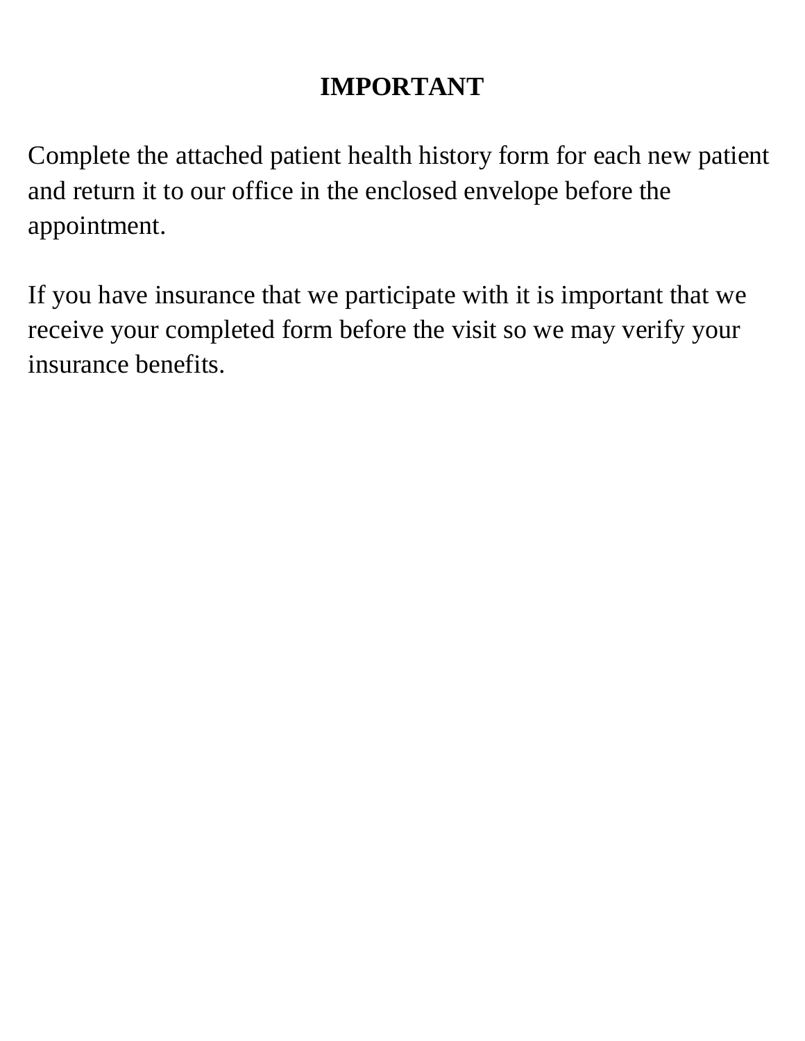# IMPORTANT

Complete the attached patient health history form for each new patient and return it to our office in the enclosed envelope before the appointment.

If you have insurance that we participate with it is important that we receive your completed form before the visit so we may verify your insurance benefits.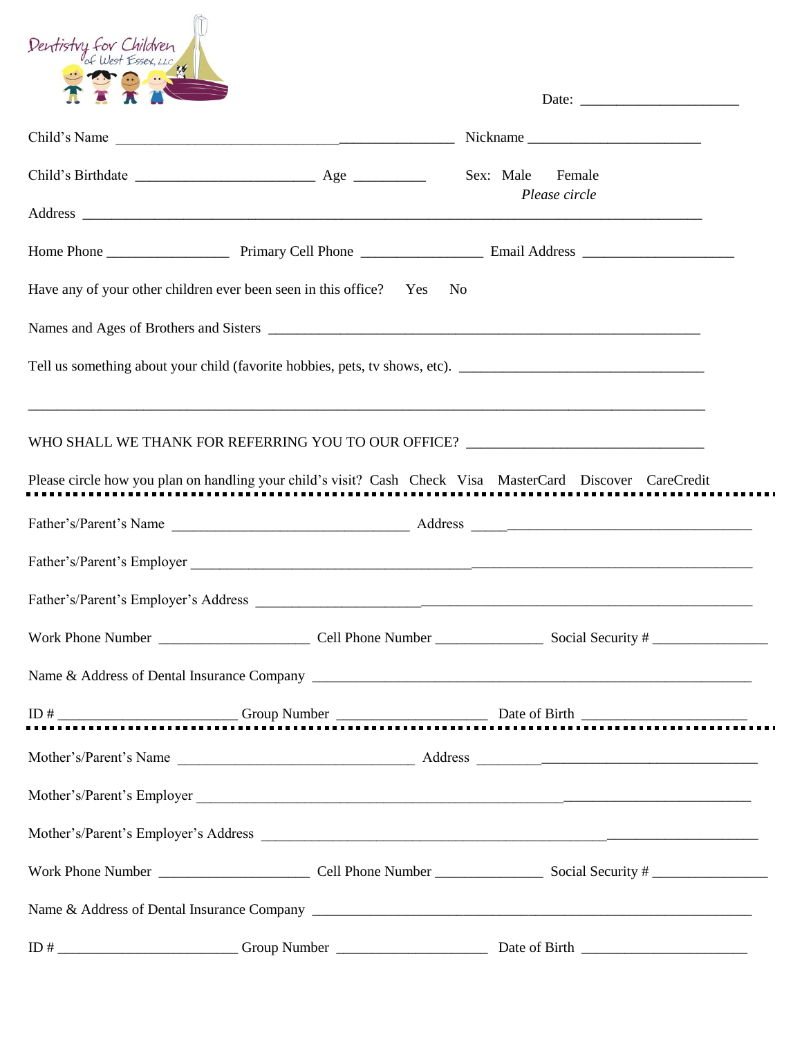Dentistry for Children of West Essex, LLC

Date: ______________________

Child's Name ________________________________________________ Nickname ________________________

Child's Birthdate ________________________ Age __________ Sex: Male Female *Please circle*

Address ________________________________________________________________________________

Home Phone ________________ Primary Cell Phone ________________ Email Address ____________________

Have any of your other children ever been seen in this office? Yes No

Names and Ages of Brothers and Sisters ____________________________________________________________

Tell us something about your child (favorite hobbies, pets, tv shows, etc). _________________________________

__________________________________________________________________________________________

WHO SHALL WE THANK FOR REFERRING YOU TO OUR OFFICE? ________________________________

Please circle how you plan on handling your child's visit? Cash Check Visa MasterCard Discover CareCredit

---

Father's/Parent's Name ________________________________ Address ______________________________________

Father's/Parent's Employer ______________________________________________________________________

Father's/Parent's Employer's Address ______________________________________________________________

Work Phone Number ____________________ Cell Phone Number ______________ Social Security # _______________

Name & Address of Dental Insurance Company ______________________________________________________

ID # ________________________ Group Number ____________________ Date of Birth ______________________

---

Mother's/Parent's Name ________________________________ Address ______________________________________

Mother's/Parent's Employer ______________________________________________________________________

Mother's/Parent's Employer's Address ______________________________________________________________

Work Phone Number ____________________ Cell Phone Number ______________ Social Security # _______________

Name & Address of Dental Insurance Company ______________________________________________________

ID # ________________________ Group Number ____________________ Date of Birth ______________________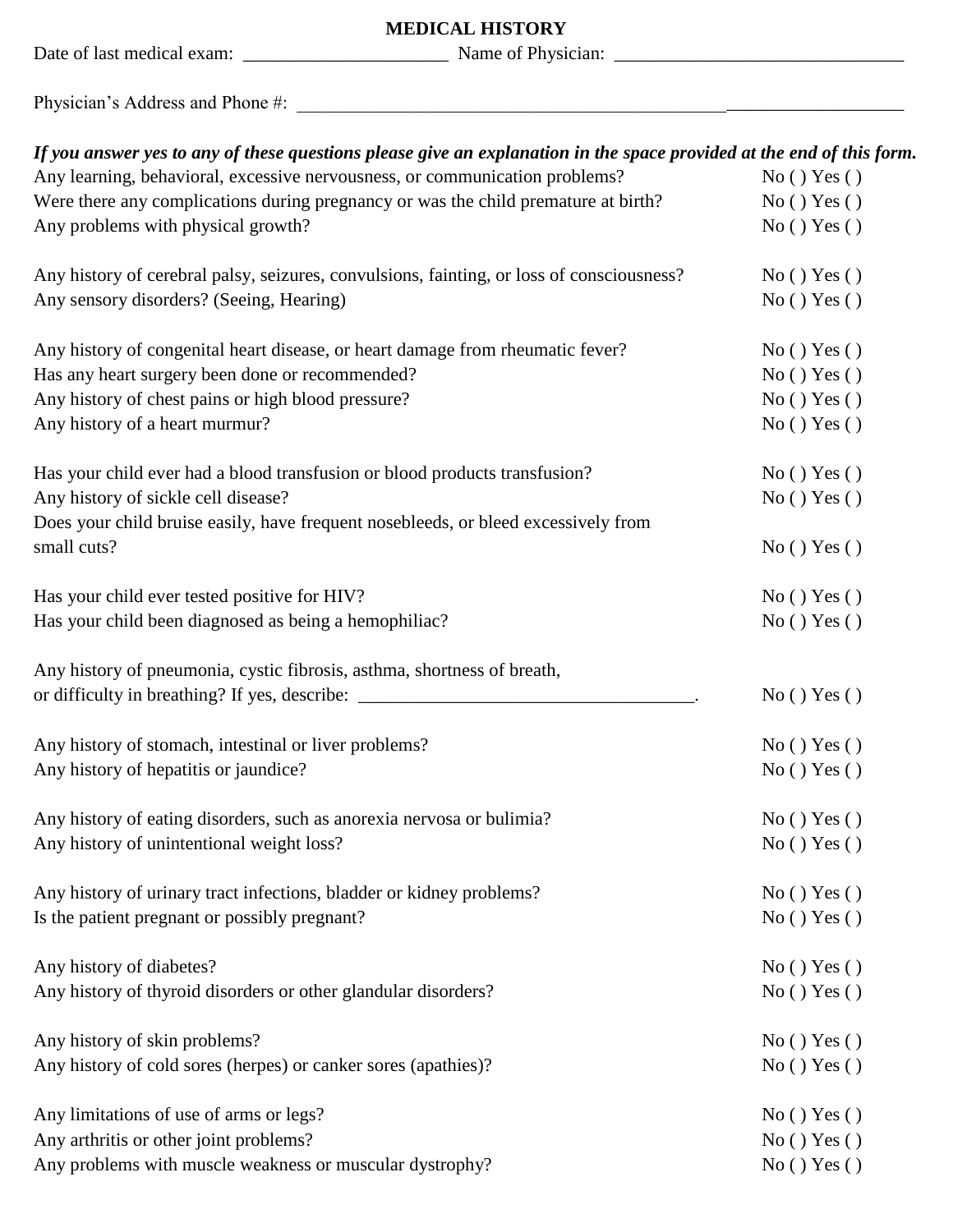# MEDICAL HISTORY

Date of last medical exam: ______________________ Name of Physician: ______________________________

Physician's Address and Phone #: ______________________________________________________________

***If you answer yes to any of these questions please give an explanation in the space provided at the end of this form.***

Any learning, behavioral, excessive nervousness, or communication problems? No ( ) Yes ( )

Were there any complications during pregnancy or was the child premature at birth? No ( ) Yes ( )

Any problems with physical growth? No ( ) Yes ( )

Any history of cerebral palsy, seizures, convulsions, fainting, or loss of consciousness? No ( ) Yes ( )

Any sensory disorders? (Seeing, Hearing) No ( ) Yes ( )

Any history of congenital heart disease, or heart damage from rheumatic fever? No ( ) Yes ( )

Has any heart surgery been done or recommended? No ( ) Yes ( )

Any history of chest pains or high blood pressure? No ( ) Yes ( )

Any history of a heart murmur? No ( ) Yes ( )

Has your child ever had a blood transfusion or blood products transfusion? No ( ) Yes ( )

Any history of sickle cell disease? No ( ) Yes ( )

Does your child bruise easily, have frequent nosebleeds, or bleed excessively from small cuts? No ( ) Yes ( )

Has your child ever tested positive for HIV? No ( ) Yes ( )

Has your child been diagnosed as being a hemophiliac? No ( ) Yes ( )

Any history of pneumonia, cystic fibrosis, asthma, shortness of breath, or difficulty in breathing? If yes, describe: ____________________________________. No ( ) Yes ( )

Any history of stomach, intestinal or liver problems? No ( ) Yes ( )

Any history of hepatitis or jaundice? No ( ) Yes ( )

Any history of eating disorders, such as anorexia nervosa or bulimia? No ( ) Yes ( )

Any history of unintentional weight loss? No ( ) Yes ( )

Any history of urinary tract infections, bladder or kidney problems? No ( ) Yes ( )

Is the patient pregnant or possibly pregnant? No ( ) Yes ( )

Any history of diabetes? No ( ) Yes ( )

Any history of thyroid disorders or other glandular disorders? No ( ) Yes ( )

Any history of skin problems? No ( ) Yes ( )

Any history of cold sores (herpes) or canker sores (apathies)? No ( ) Yes ( )

Any limitations of use of arms or legs? No ( ) Yes ( )

Any arthritis or other joint problems? No ( ) Yes ( )

Any problems with muscle weakness or muscular dystrophy? No ( ) Yes ( )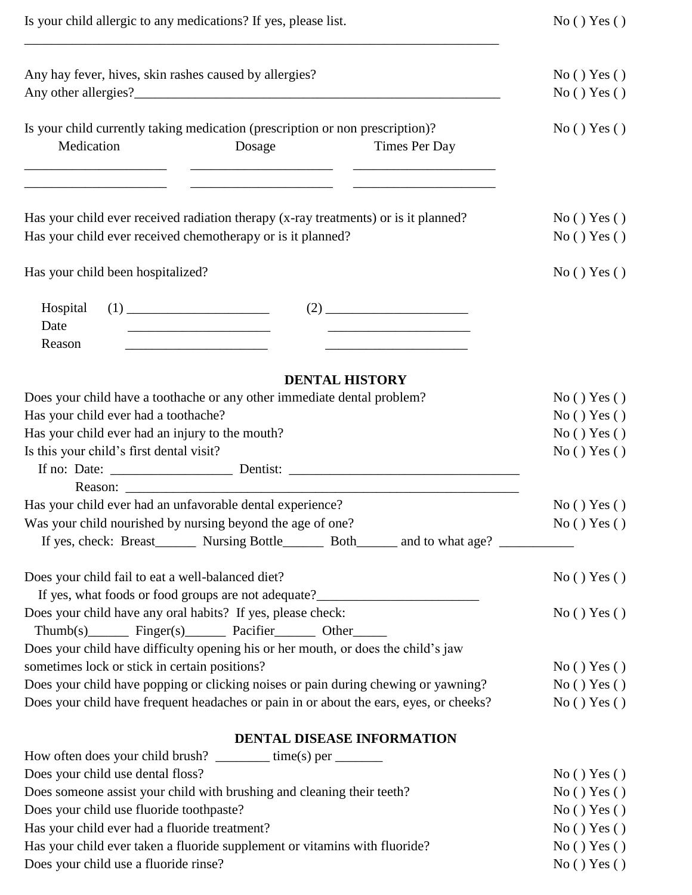Is your child allergic to any medications? If yes, please list. No ( ) Yes ( )

______________________________________________________________________________

Any hay fever, hives, skin rashes caused by allergies? No ( ) Yes ( )

Any other allergies?___________________________________________________________ No ( ) Yes ( )

Is your child currently taking medication (prescription or non prescription)? No ( ) Yes ( )

| Medication | Dosage | Times Per Day |
|---|---|---|
| ____________________ | ____________________ | ____________________ |
| ____________________ | ____________________ | ____________________ |

Has your child ever received radiation therapy (x-ray treatments) or is it planned? No ( ) Yes ( )

Has your child ever received chemotherapy or is it planned? No ( ) Yes ( )

Has your child been hospitalized? No ( ) Yes ( )

| | (1) | (2) |
|---|---|---|
| Hospital | ____________________ | ____________________ |
| Date | ____________________ | ____________________ |
| Reason | ____________________ | ____________________ |

## DENTAL HISTORY

Does your child have a toothache or any other immediate dental problem? No ( ) Yes ( )

Has your child ever had a toothache? No ( ) Yes ( )

Has your child ever had an injury to the mouth? No ( ) Yes ( )

Is this your child's first dental visit? No ( ) Yes ( )

If no: Date: _________________ Dentist: ___________________________________

Reason: ___________________________________________________________

Has your child ever had an unfavorable dental experience? No ( ) Yes ( )

Was your child nourished by nursing beyond the age of one? No ( ) Yes ( )

If yes, check: Breast______ Nursing Bottle______ Both______ and to what age? ___________

Does your child fail to eat a well-balanced diet? No ( ) Yes ( )

If yes, what foods or food groups are not adequate?________________________

Does your child have any oral habits? If yes, please check: No ( ) Yes ( )

Thumb(s)______ Finger(s)______ Pacifier______ Other_____

Does your child have difficulty opening his or her mouth, or does the child's jaw sometimes lock or stick in certain positions? No ( ) Yes ( )

Does your child have popping or clicking noises or pain during chewing or yawning? No ( ) Yes ( )

Does your child have frequent headaches or pain in or about the ears, eyes, or cheeks? No ( ) Yes ( )

## DENTAL DISEASE INFORMATION

How often does your child brush? ________ time(s) per _______

Does your child use dental floss? No ( ) Yes ( )

Does someone assist your child with brushing and cleaning their teeth? No ( ) Yes ( )

Does your child use fluoride toothpaste? No ( ) Yes ( )

Has your child ever had a fluoride treatment? No ( ) Yes ( )

Has your child ever taken a fluoride supplement or vitamins with fluoride? No ( ) Yes ( )

Does your child use a fluoride rinse? No ( ) Yes ( )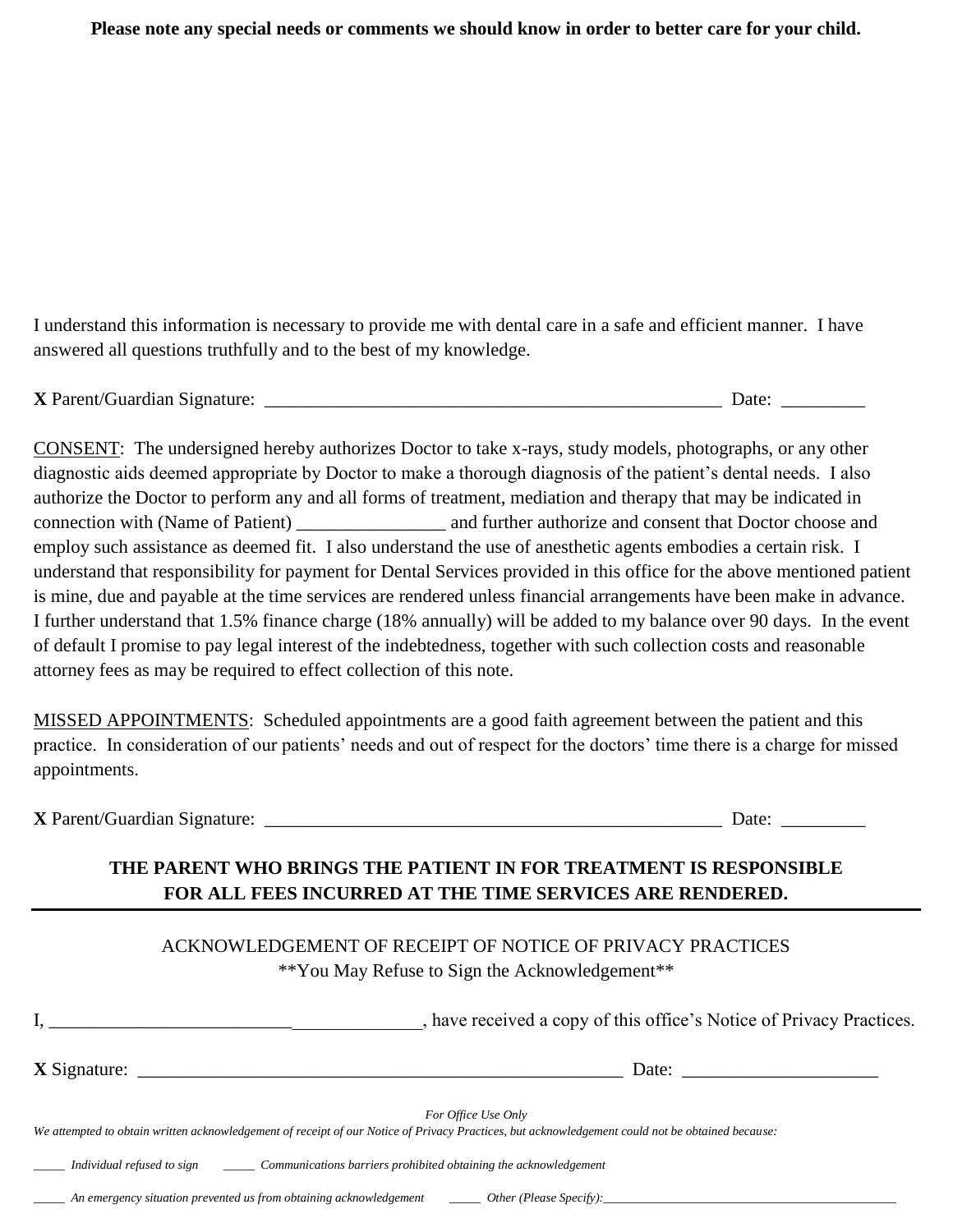**Please note any special needs or comments we should know in order to better care for your child.**

I understand this information is necessary to provide me with dental care in a safe and efficient manner. I have answered all questions truthfully and to the best of my knowledge.

**X** Parent/Guardian Signature: ____________________________________________________ Date: _________

CONSENT: The undersigned hereby authorizes Doctor to take x-rays, study models, photographs, or any other diagnostic aids deemed appropriate by Doctor to make a thorough diagnosis of the patient's dental needs. I also authorize the Doctor to perform any and all forms of treatment, mediation and therapy that may be indicated in connection with (Name of Patient) ________________ and further authorize and consent that Doctor choose and employ such assistance as deemed fit. I also understand the use of anesthetic agents embodies a certain risk. I understand that responsibility for payment for Dental Services provided in this office for the above mentioned patient is mine, due and payable at the time services are rendered unless financial arrangements have been make in advance. I further understand that 1.5% finance charge (18% annually) will be added to my balance over 90 days. In the event of default I promise to pay legal interest of the indebtedness, together with such collection costs and reasonable attorney fees as may be required to effect collection of this note.

MISSED APPOINTMENTS: Scheduled appointments are a good faith agreement between the patient and this practice. In consideration of our patients' needs and out of respect for the doctors' time there is a charge for missed appointments.

**X** Parent/Guardian Signature: ____________________________________________________ Date: _________

**THE PARENT WHO BRINGS THE PATIENT IN FOR TREATMENT IS RESPONSIBLE FOR ALL FEES INCURRED AT THE TIME SERVICES ARE RENDERED.**

---

ACKNOWLEDGEMENT OF RECEIPT OF NOTICE OF PRIVACY PRACTICES

**You May Refuse to Sign the Acknowledgement**

I, ________________________________________, have received a copy of this office's Notice of Privacy Practices.

**X** Signature: _______________________________________________________ Date: _____________________

*For Office Use Only*

*We attempted to obtain written acknowledgement of receipt of our Notice of Privacy Practices, but acknowledgement could not be obtained because:*

_____ *Individual refused to sign* _____ *Communications barriers prohibited obtaining the acknowledgement*

_____ *An emergency situation prevented us from obtaining acknowledgement* _____ *Other (Please Specify):*____________________________________________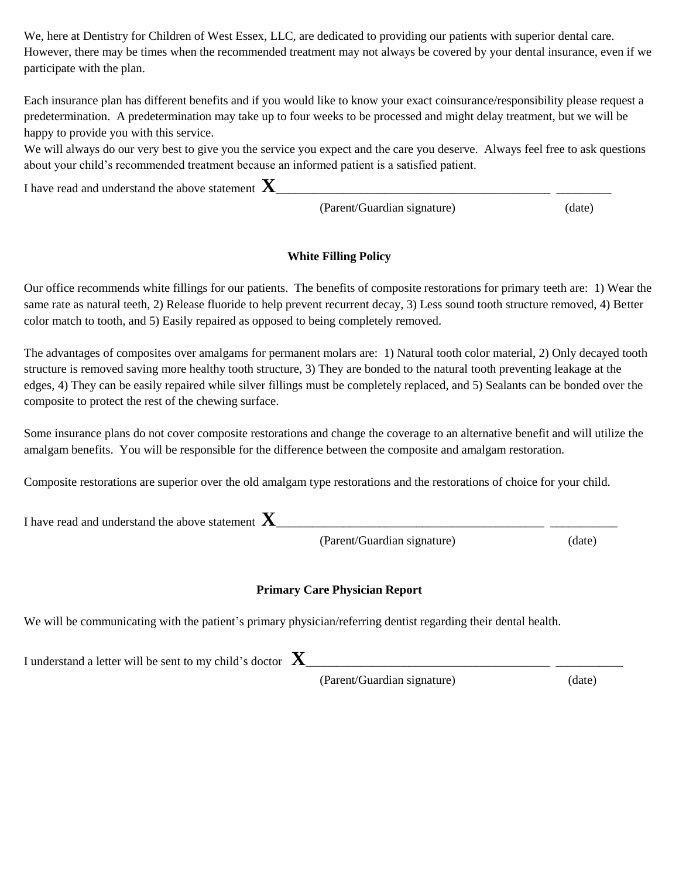We, here at Dentistry for Children of West Essex, LLC, are dedicated to providing our patients with superior dental care. However, there may be times when the recommended treatment may not always be covered by your dental insurance, even if we participate with the plan.

Each insurance plan has different benefits and if you would like to know your exact coinsurance/responsibility please request a predetermination. A predetermination may take up to four weeks to be processed and might delay treatment, but we will be happy to provide you with this service.
We will always do our very best to give you the service you expect and the care you deserve. Always feel free to ask questions about your child's recommended treatment because an informed patient is a satisfied patient.

I have read and understand the above statement **X**_____________________________________________ _________
(Parent/Guardian signature) (date)

**White Filling Policy**

Our office recommends white fillings for our patients. The benefits of composite restorations for primary teeth are: 1) Wear the same rate as natural teeth, 2) Release fluoride to help prevent recurrent decay, 3) Less sound tooth structure removed, 4) Better color match to tooth, and 5) Easily repaired as opposed to being completely removed.

The advantages of composites over amalgams for permanent molars are: 1) Natural tooth color material, 2) Only decayed tooth structure is removed saving more healthy tooth structure, 3) They are bonded to the natural tooth preventing leakage at the edges, 4) They can be easily repaired while silver fillings must be completely replaced, and 5) Sealants can be bonded over the composite to protect the rest of the chewing surface.

Some insurance plans do not cover composite restorations and change the coverage to an alternative benefit and will utilize the amalgam benefits. You will be responsible for the difference between the composite and amalgam restoration.

Composite restorations are superior over the old amalgam type restorations and the restorations of choice for your child.

I have read and understand the above statement **X**_____________________________________________ ___________
(Parent/Guardian signature) (date)

**Primary Care Physician Report**

We will be communicating with the patient's primary physician/referring dentist regarding their dental health.

I understand a letter will be sent to my child's doctor **X**________________________________________ ___________
(Parent/Guardian signature) (date)